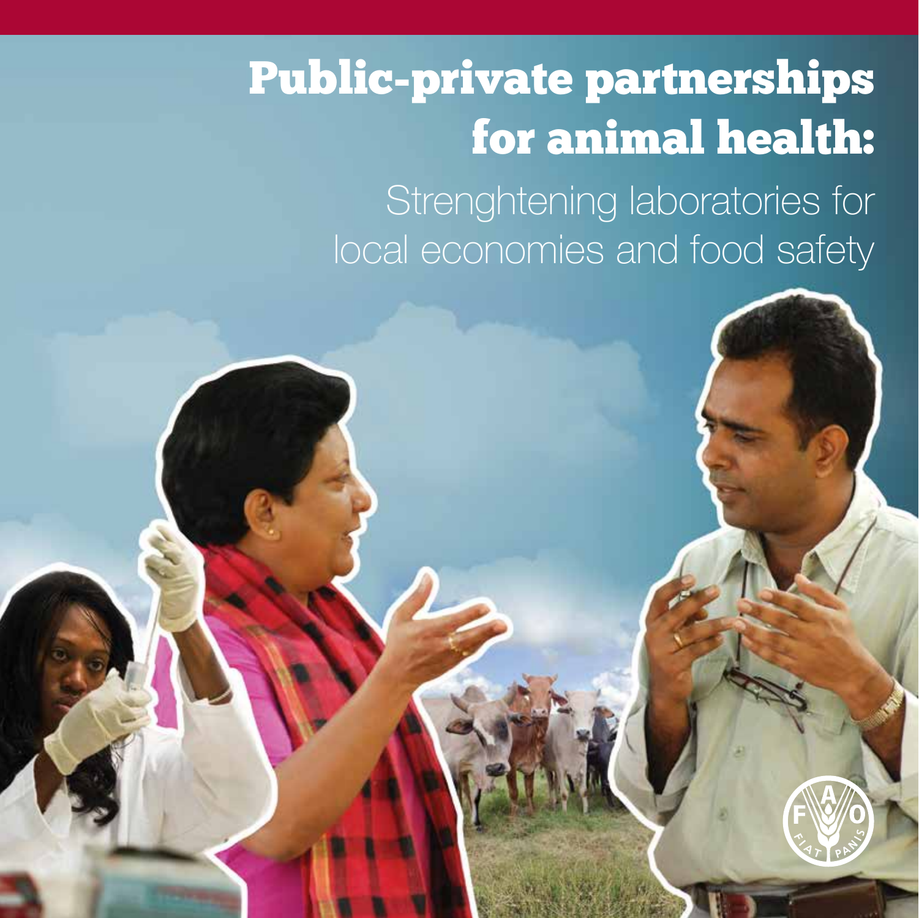# Public-private partnerships for animal health:

## Strenghtening laboratories for local economies and food safety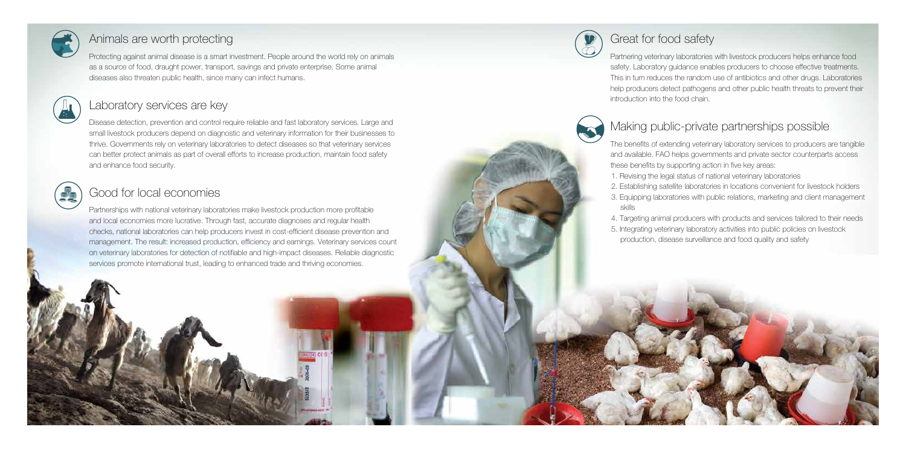## Animals are worth protecting

Protecting against animal disease is a smart investment. People around the world rely on animals as a source of food, draught power, transport, savings and private enterprise. Some animal diseases also threaten public health, since many can infect humans.

## Laboratory services are key

Disease detection, prevention and control require reliable and fast laboratory services. Large and small livestock producers depend on diagnostic and veterinary information for their businesses to thrive. Governments rely on veterinary laboratories to detect diseases so that veterinary services can better protect animals as part of overall efforts to increase production, maintain food safety and enhance food security.

## Good for local economies

Partnerships with national veterinary laboratories make livestock production more profitable and local economies more lucrative. Through fast, accurate diagnoses and regular health checks, national laboratories can help producers invest in cost-efficient disease prevention and management. The result: increased production, efficiency and earnings. Veterinary services count on veterinary laboratories for detection of notifiable and high-impact diseases. Reliable diagnostic services promote international trust, leading to enhanced trade and thriving economies.

## Great for food safety

Partnering veterinary laboratories with livestock producers helps enhance food safety. Laboratory guidance enables producers to choose effective treatments. This in turn reduces the random use of antibiotics and other drugs. Laboratories help producers detect pathogens and other public health threats to prevent their introduction into the food chain.

## Making public-private partnerships possible

The benefits of extending veterinary laboratory services to producers are tangible and available. FAO helps governments and private sector counterparts access these benefits by supporting action in five key areas:

1. Revising the legal status of national veterinary laboratories
2. Establishing satellite laboratories in locations convenient for livestock holders
3. Equipping laboratories with public relations, marketing and client management skills
4. Targeting animal producers with products and services tailored to their needs
5. Integrating veterinary laboratory activities into public policies on livestock production, disease surveillance and food quality and safety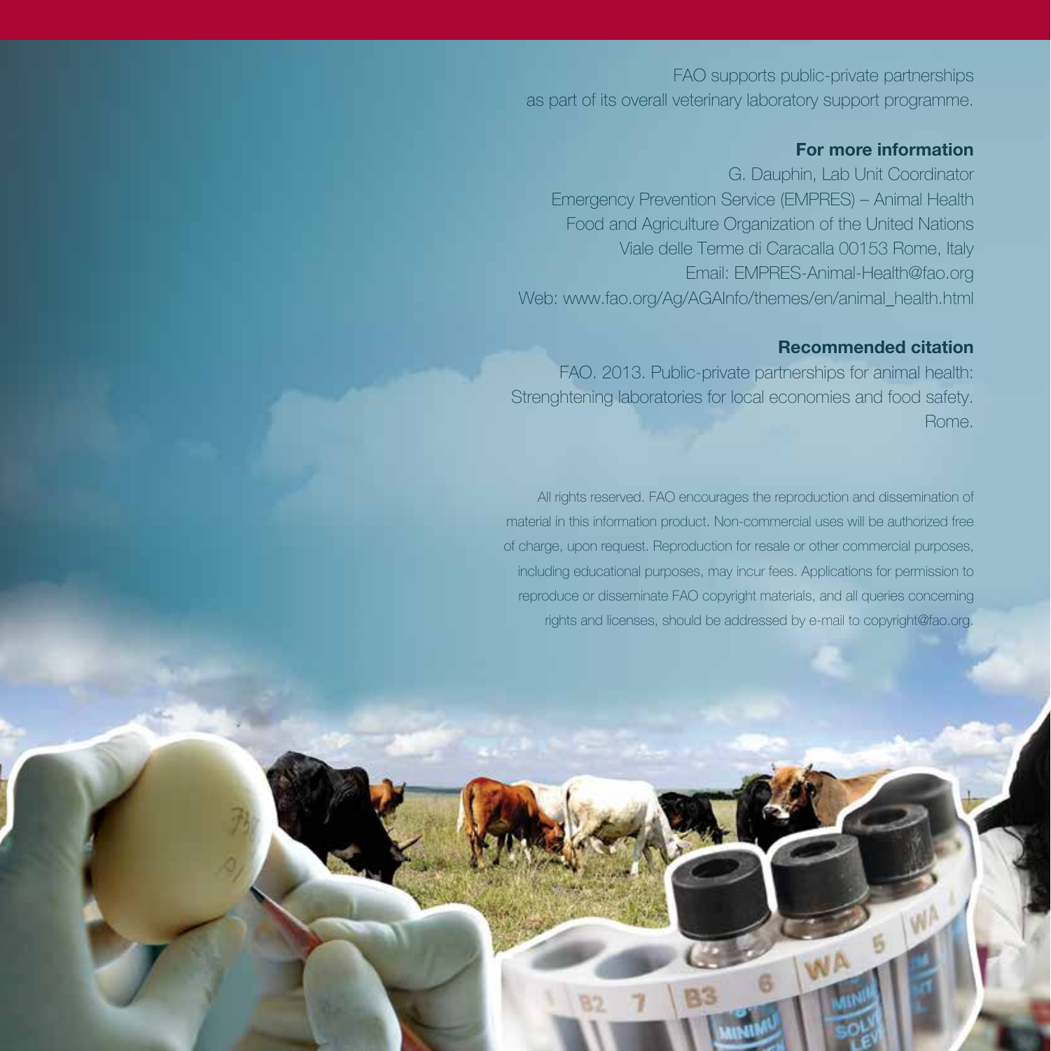FAO supports public-private partnerships as part of its overall veterinary laboratory support programme.

**For more information**

G. Dauphin, Lab Unit Coordinator
Emergency Prevention Service (EMPRES) – Animal Health
Food and Agriculture Organization of the United Nations
Viale delle Terme di Caracalla 00153 Rome, Italy
Email: EMPRES-Animal-Health@fao.org
Web: www.fao.org/Ag/AGAInfo/themes/en/animal_health.html

**Recommended citation**

FAO. 2013. Public-private partnerships for animal health: Strenghtening laboratories for local economies and food safety. Rome.

All rights reserved. FAO encourages the reproduction and dissemination of material in this information product. Non-commercial uses will be authorized free of charge, upon request. Reproduction for resale or other commercial purposes, including educational purposes, may incur fees. Applications for permission to reproduce or disseminate FAO copyright materials, and all queries concerning rights and licenses, should be addressed by e-mail to copyright@fao.org.